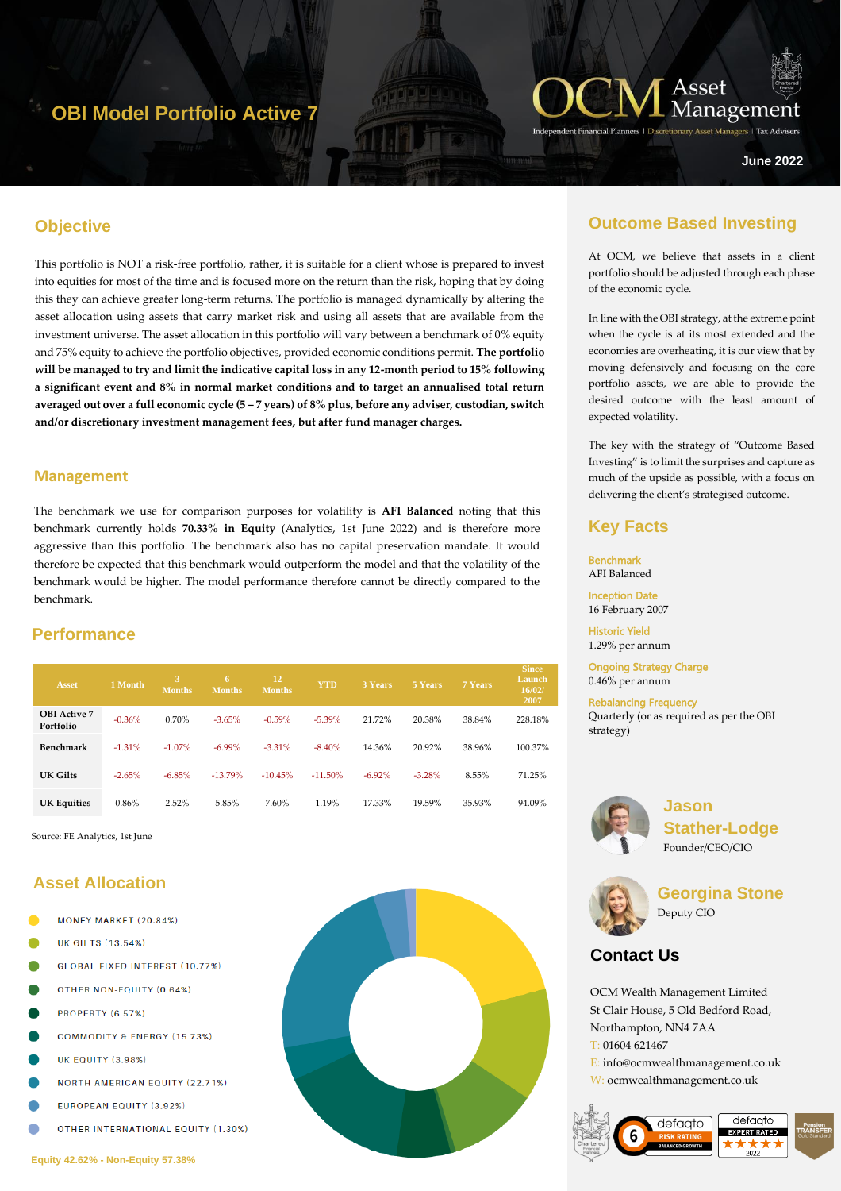# OBI Model Portfolio Active 7

OCM Asset Management

Independent Financial Planners | Discretionary Asset Managers | Tax Advisers

June 2022

## Objective

This portfolio is NOT a risk-free portfolio, rather, it is suitable for a client whose is prepared to invest into equities for most of the time and is focused more on the return than the risk, hoping that by doing this they can achieve greater long-term returns. The portfolio is managed dynamically by altering the asset allocation using assets that carry market risk and using all assets that are available from the investment universe. The asset allocation in this portfolio will vary between a benchmark of 0% equity and 75% equity to achieve the portfolio objectives, provided economic conditions permit. **The portfolio will be managed to try and limit the indicative capital loss in any 12-month period to 15% following a significant event and 8% in normal market conditions and to target an annualised total return averaged out over a full economic cycle (5 – 7 years) of 8% plus, before any adviser, custodian, switch and/or discretionary investment management fees, but after fund manager charges.**

## Management

The benchmark we use for comparison purposes for volatility is **AFI Balanced** noting that this benchmark currently holds **70.33% in Equity** (Analytics, 1st June 2022) and is therefore more aggressive than this portfolio. The benchmark also has no capital preservation mandate. It would therefore be expected that this benchmark would outperform the model and that the volatility of the benchmark would be higher. The model performance therefore cannot be directly compared to the benchmark.

## Performance

| Asset | 1 Month | 3 Months | 6 Months | 12 Months | YTD | 3 Years | 5 Years | 7 Years | Since Launch 16/02/2007 |
|---|---|---|---|---|---|---|---|---|---|
| OBI Active 7 Portfolio | -0.36% | 0.70% | -3.65% | -0.59% | -5.39% | 21.72% | 20.38% | 38.84% | 228.18% |
| Benchmark | -1.31% | -1.07% | -6.99% | -3.31% | -8.40% | 14.36% | 20.92% | 38.96% | 100.37% |
| UK Gilts | -2.65% | -6.85% | -13.79% | -10.45% | -11.50% | -6.92% | -3.28% | 8.55% | 71.25% |
| UK Equities | 0.86% | 2.52% | 5.85% | 7.60% | 1.19% | 17.33% | 19.59% | 35.93% | 94.09% |

Source: FE Analytics, 1st June

## Asset Allocation

- MONEY MARKET (20.84%)
- UK GILTS (13.54%)
- GLOBAL FIXED INTEREST (10.77%)
- OTHER NON-EQUITY (0.64%)
- PROPERTY (6.57%)
- COMMODITY & ENERGY (15.73%)
- UK EQUITY (3.98%)
- NORTH AMERICAN EQUITY (22.71%)
- EUROPEAN EQUITY (3.92%)
- OTHER INTERNATIONAL EQUITY (1.30%)

Equity 42.62% - Non-Equity 57.38%

## Outcome Based Investing

At OCM, we believe that assets in a client portfolio should be adjusted through each phase of the economic cycle.

In line with the OBI strategy, at the extreme point when the cycle is at its most extended and the economies are overheating, it is our view that by moving defensively and focusing on the core portfolio assets, we are able to provide the desired outcome with the least amount of expected volatility.

The key with the strategy of "Outcome Based Investing" is to limit the surprises and capture as much of the upside as possible, with a focus on delivering the client's strategised outcome.

## Key Facts

**Benchmark**
AFI Balanced

**Inception Date**
16 February 2007

**Historic Yield**
1.29% per annum

**Ongoing Strategy Charge**
0.46% per annum

**Rebalancing Frequency**
Quarterly (or as required as per the OBI strategy)

**Jason Stather-Lodge**
Founder/CEO/CIO

**Georgina Stone**
Deputy CIO

## Contact Us

OCM Wealth Management Limited
St Clair House, 5 Old Bedford Road,
Northampton, NN4 7AA
T: 01604 621467
E: info@ocmwealthmanagement.co.uk
W: ocmwealthmanagement.co.uk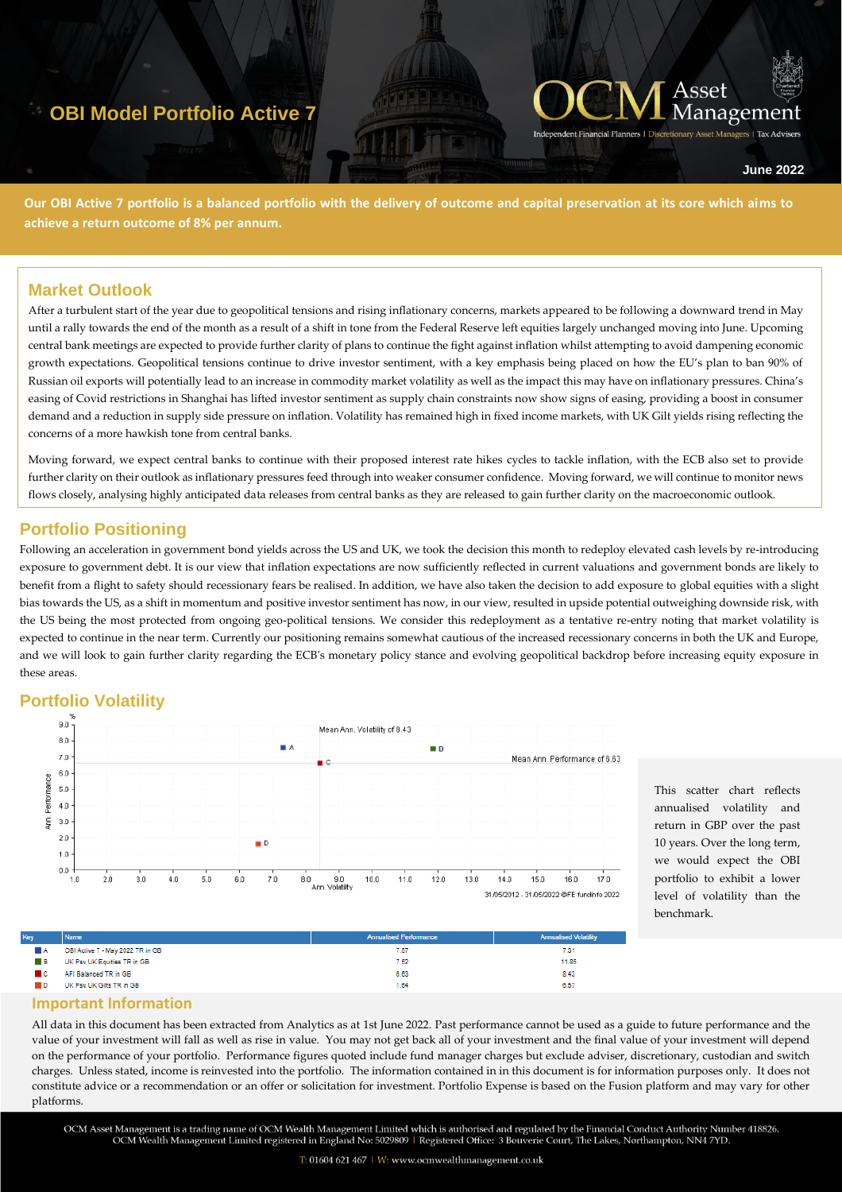# OBI Model Portfolio Active 7

OCM Asset Management

Independent Financial Planners | Discretionary Asset Managers | Tax Advisers

**June 2022**

**Our OBI Active 7 portfolio is a balanced portfolio with the delivery of outcome and capital preservation at its core which aims to achieve a return outcome of 8% per annum.**

## Market Outlook

After a turbulent start of the year due to geopolitical tensions and rising inflationary concerns, markets appeared to be following a downward trend in May until a rally towards the end of the month as a result of a shift in tone from the Federal Reserve left equities largely unchanged moving into June. Upcoming central bank meetings are expected to provide further clarity of plans to continue the fight against inflation whilst attempting to avoid dampening economic growth expectations. Geopolitical tensions continue to drive investor sentiment, with a key emphasis being placed on how the EU's plan to ban 90% of Russian oil exports will potentially lead to an increase in commodity market volatility as well as the impact this may have on inflationary pressures. China's easing of Covid restrictions in Shanghai has lifted investor sentiment as supply chain constraints now show signs of easing, providing a boost in consumer demand and a reduction in supply side pressure on inflation. Volatility has remained high in fixed income markets, with UK Gilt yields rising reflecting the concerns of a more hawkish tone from central banks.

Moving forward, we expect central banks to continue with their proposed interest rate hikes cycles to tackle inflation, with the ECB also set to provide further clarity on their outlook as inflationary pressures feed through into weaker consumer confidence. Moving forward, we will continue to monitor news flows closely, analysing highly anticipated data releases from central banks as they are released to gain further clarity on the macroeconomic outlook.

## Portfolio Positioning

Following an acceleration in government bond yields across the US and UK, we took the decision this month to redeploy elevated cash levels by re-introducing exposure to government debt. It is our view that inflation expectations are now sufficiently reflected in current valuations and government bonds are likely to benefit from a flight to safety should recessionary fears be realised. In addition, we have also taken the decision to add exposure to global equities with a slight bias towards the US, as a shift in momentum and positive investor sentiment has now, in our view, resulted in upside potential outweighing downside risk, with the US being the most protected from ongoing geo-political tensions. We consider this redeployment as a tentative re-entry noting that market volatility is expected to continue in the near term. Currently our positioning remains somewhat cautious of the increased recessionary concerns in both the UK and Europe, and we will look to gain further clarity regarding the ECB's monetary policy stance and evolving geopolitical backdrop before increasing equity exposure in these areas.

## Portfolio Volatility

%

Ann. Performance

Ann. Volatility

Mean Ann. Volatility of 8.43

Mean Ann. Performance of 6.63

31/05/2012 - 31/05/2022 ©FE fundinfo 2022

This scatter chart reflects annualised volatility and return in GBP over the past 10 years. Over the long term, we would expect the OBI portfolio to exhibit a lower level of volatility than the benchmark.

| Key | Name | Annualised Performance | Annualised Volatility |
| --- | --- | --- | --- |
| A | OBI Active 7 - May 2022 TR in GB | 7.57 | 7.31 |
| B | UK Fsv UK Equities TR in GB | 7.52 | 11.85 |
| C | AFI Balanced TR in GB | 6.63 | 8.43 |
| D | UK Fsv UK Gilts TR in GB | 1.64 | 6.57 |

## Important Information

All data in this document has been extracted from Analytics as at 1st June 2022. Past performance cannot be used as a guide to future performance and the value of your investment will fall as well as rise in value. You may not get back all of your investment and the final value of your investment will depend on the performance of your portfolio. Performance figures quoted include fund manager charges but exclude adviser, discretionary, custodian and switch charges. Unless stated, income is reinvested into the portfolio. The information contained in in this document is for information purposes only. It does not constitute advice or a recommendation or an offer or solicitation for investment. Portfolio Expense is based on the Fusion platform and may vary for other platforms.

OCM Asset Management is a trading name of OCM Wealth Management Limited which is authorised and regulated by the Financial Conduct Authority Number 418826. OCM Wealth Management Limited registered in England No: 5029809 | Registered Office: 3 Bouverie Court, The Lakes, Northampton, NN4 7YD.

T: 01604 621 467 | W: www.ocmwealthmanagement.co.uk